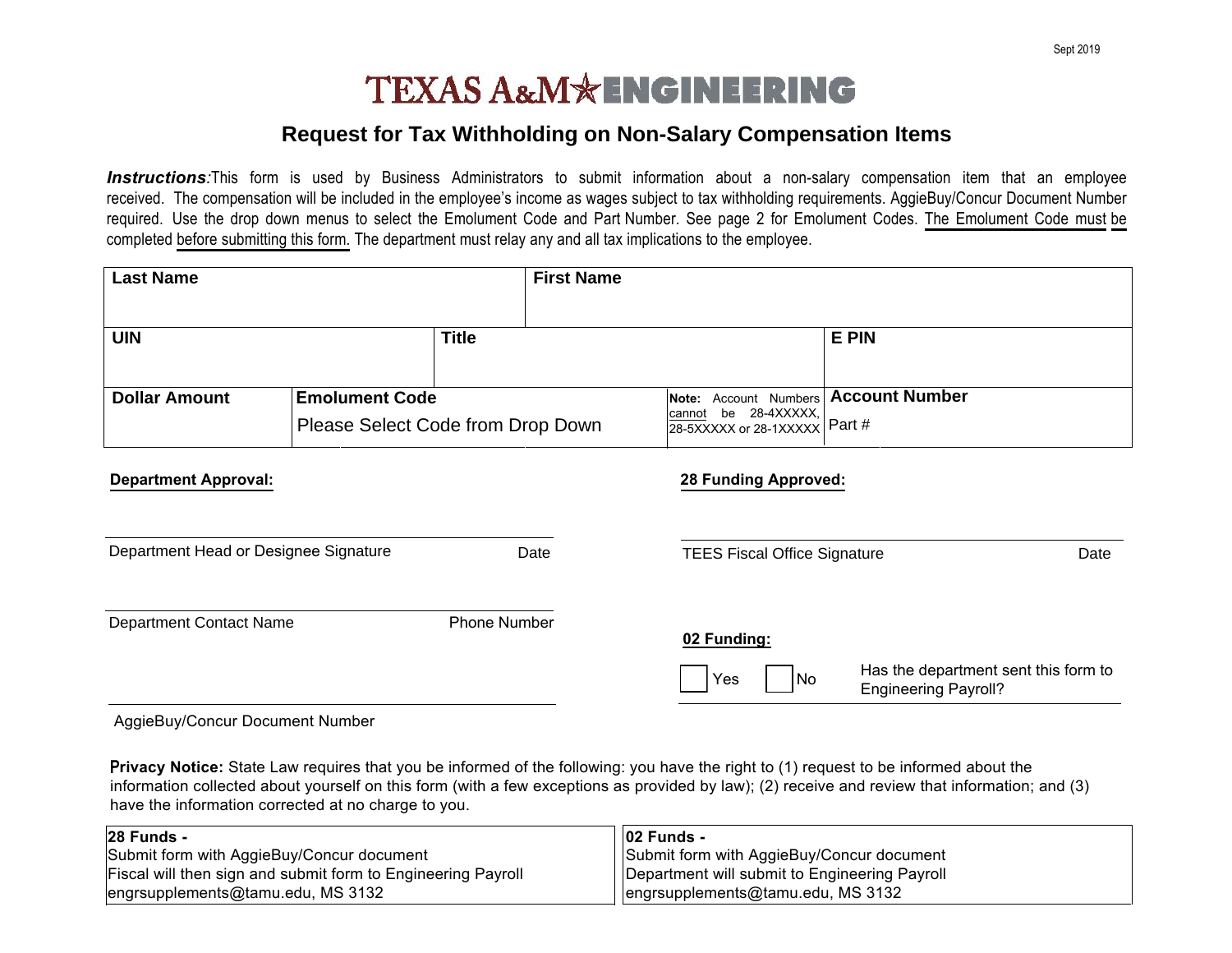Sept 2019

# TEXAS A&M ENGINEERING

## Request for Tax Withholding on Non-Salary Compensation Items

***Instructions***:This form is used by Business Administrators to submit information about a non-salary compensation item that an employee received. The compensation will be included in the employee's income as wages subject to tax withholding requirements. AggieBuy/Concur Document Number required. Use the drop down menus to select the Emolument Code and Part Number. See page 2 for Emolument Codes. The Emolument Code must be completed before submitting this form. The department must relay any and all tax implications to the employee.

| **Last Name** | | **First Name** | |
|---|---|---|---|
| **UIN** | **Title** | | **E PIN** |
| **Dollar Amount** | **Emolument Code**<br>Please Select Code from Drop Down | **Note:** Account Numbers cannot be 28-4XXXXX, 28-5XXXXX or 28-1XXXXX | **Account Number**<br>Part # |

**Department Approval:**

Department Head or Designee Signature — Date

Department Contact Name — Phone Number

AggieBuy/Concur Document Number

**28 Funding Approved:**

TEES Fiscal Office Signature — Date

**02 Funding:**

☐ Yes ☐ No — Has the department sent this form to Engineering Payroll?

**Privacy Notice:** State Law requires that you be informed of the following: you have the right to (1) request to be informed about the information collected about yourself on this form (with a few exceptions as provided by law); (2) receive and review that information; and (3) have the information corrected at no charge to you.

| **28 Funds -**<br>Submit form with AggieBuy/Concur document<br>Fiscal will then sign and submit form to Engineering Payroll<br>engrsupplements@tamu.edu, MS 3132 | **02 Funds -**<br>Submit form with AggieBuy/Concur document<br>Department will submit to Engineering Payroll<br>engrsupplements@tamu.edu, MS 3132 |
|---|---|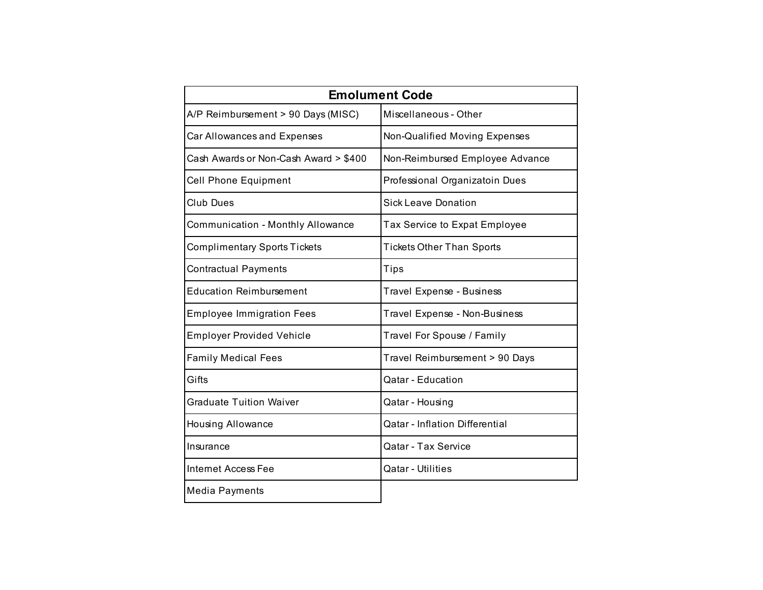| Emolument Code | |
|---|---|
| A/P Reimbursement > 90 Days (MISC) | Miscellaneous - Other |
| Car Allowances and Expenses | Non-Qualified Moving Expenses |
| Cash Awards or Non-Cash Award > $400 | Non-Reimbursed Employee Advance |
| Cell Phone Equipment | Professional Organizatoin Dues |
| Club Dues | Sick Leave Donation |
| Communication - Monthly Allowance | Tax Service to Expat Employee |
| Complimentary Sports Tickets | Tickets Other Than Sports |
| Contractual Payments | Tips |
| Education Reimbursement | Travel Expense - Business |
| Employee Immigration Fees | Travel Expense - Non-Business |
| Employer Provided Vehicle | Travel For Spouse / Family |
| Family Medical Fees | Travel Reimbursement > 90 Days |
| Gifts | Qatar - Education |
| Graduate Tuition Waiver | Qatar - Housing |
| Housing Allowance | Qatar - Inflation Differential |
| Insurance | Qatar - Tax Service |
| Internet Access Fee | Qatar - Utilities |
| Media Payments | |